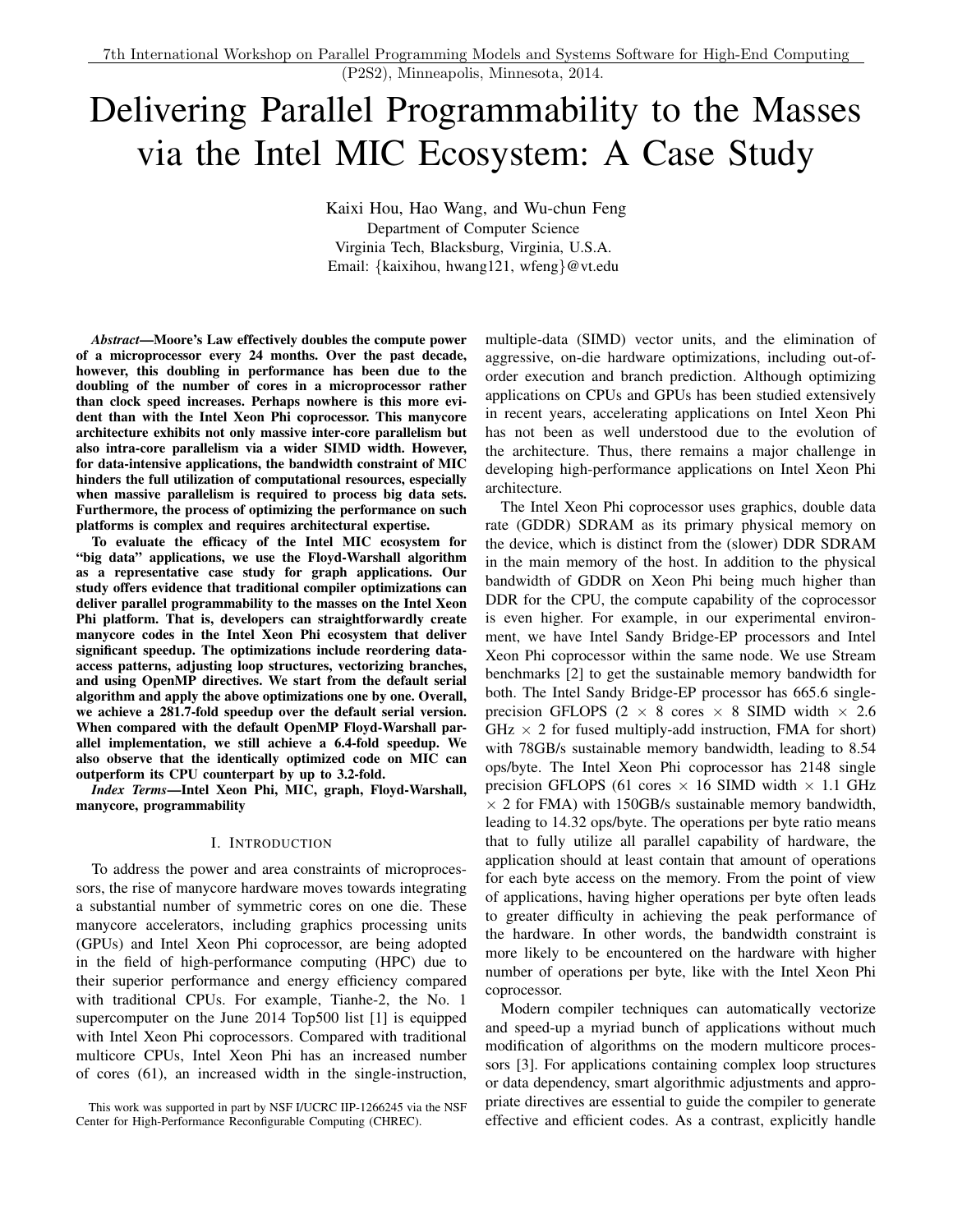7th International Workshop on Parallel Programming Models and Systems Software for High-End Computing (P2S2), Minneapolis, Minnesota, 2014.

# Delivering Parallel Programmability to the Masses via the Intel MIC Ecosystem: A Case Study

Kaixi Hou, Hao Wang, and Wu-chun Feng
Department of Computer Science
Virginia Tech, Blacksburg, Virginia, U.S.A.
Email: {kaixihou, hwang121, wfeng}@vt.edu

***Abstract*—Moore's Law effectively doubles the compute power of a microprocessor every 24 months. Over the past decade, however, this doubling in performance has been due to the doubling of the number of cores in a microprocessor rather than clock speed increases. Perhaps nowhere is this more evident than with the Intel Xeon Phi coprocessor. This manycore architecture exhibits not only massive inter-core parallelism but also intra-core parallelism via a wider SIMD width. However, for data-intensive applications, the bandwidth constraint of MIC hinders the full utilization of computational resources, especially when massive parallelism is required to process big data sets. Furthermore, the process of optimizing the performance on such platforms is complex and requires architectural expertise.**

**To evaluate the efficacy of the Intel MIC ecosystem for "big data" applications, we use the Floyd-Warshall algorithm as a representative case study for graph applications. Our study offers evidence that traditional compiler optimizations can deliver parallel programmability to the masses on the Intel Xeon Phi platform. That is, developers can straightforwardly create manycore codes in the Intel Xeon Phi ecosystem that deliver significant speedup. The optimizations include reordering data-access patterns, adjusting loop structures, vectorizing branches, and using OpenMP directives. We start from the default serial algorithm and apply the above optimizations one by one. Overall, we achieve a 281.7-fold speedup over the default serial version. When compared with the default OpenMP Floyd-Warshall parallel implementation, we still achieve a 6.4-fold speedup. We also observe that the identically optimized code on MIC can outperform its CPU counterpart by up to 3.2-fold.**

***Index Terms*—Intel Xeon Phi, MIC, graph, Floyd-Warshall, manycore, programmability**

## I. Introduction

To address the power and area constraints of microprocessors, the rise of manycore hardware moves towards integrating a substantial number of symmetric cores on one die. These manycore accelerators, including graphics processing units (GPUs) and Intel Xeon Phi coprocessor, are being adopted in the field of high-performance computing (HPC) due to their superior performance and energy efficiency compared with traditional CPUs. For example, Tianhe-2, the No. 1 supercomputer on the June 2014 Top500 list [1] is equipped with Intel Xeon Phi coprocessors. Compared with traditional multicore CPUs, Intel Xeon Phi has an increased number of cores (61), an increased width in the single-instruction, multiple-data (SIMD) vector units, and the elimination of aggressive, on-die hardware optimizations, including out-of-order execution and branch prediction. Although optimizing applications on CPUs and GPUs has been studied extensively in recent years, accelerating applications on Intel Xeon Phi has not been as well understood due to the evolution of the architecture. Thus, there remains a major challenge in developing high-performance applications on Intel Xeon Phi architecture.

The Intel Xeon Phi coprocessor uses graphics, double data rate (GDDR) SDRAM as its primary physical memory on the device, which is distinct from the (slower) DDR SDRAM in the main memory of the host. In addition to the physical bandwidth of GDDR on Xeon Phi being much higher than DDR for the CPU, the compute capability of the coprocessor is even higher. For example, in our experimental environment, we have Intel Sandy Bridge-EP processors and Intel Xeon Phi coprocessor within the same node. We use Stream benchmarks [2] to get the sustainable memory bandwidth for both. The Intel Sandy Bridge-EP processor has 665.6 single-precision GFLOPS ($2 \times 8$ cores $\times$ 8 SIMD width $\times$ 2.6 GHz $\times$ 2 for fused multiply-add instruction, FMA for short) with 78GB/s sustainable memory bandwidth, leading to 8.54 ops/byte. The Intel Xeon Phi coprocessor has 2148 single precision GFLOPS (61 cores $\times$ 16 SIMD width $\times$ 1.1 GHz $\times$ 2 for FMA) with 150GB/s sustainable memory bandwidth, leading to 14.32 ops/byte. The operations per byte ratio means that to fully utilize all parallel capability of hardware, the application should at least contain that amount of operations for each byte access on the memory. From the point of view of applications, having higher operations per byte often leads to greater difficulty in achieving the peak performance of the hardware. In other words, the bandwidth constraint is more likely to be encountered on the hardware with higher number of operations per byte, like with the Intel Xeon Phi coprocessor.

Modern compiler techniques can automatically vectorize and speed-up a myriad bunch of applications without much modification of algorithms on the modern multicore processors [3]. For applications containing complex loop structures or data dependency, smart algorithmic adjustments and appropriate directives are essential to guide the compiler to generate effective and efficient codes. As a contrast, explicitly handle

This work was supported in part by NSF I/UCRC IIP-1266245 via the NSF Center for High-Performance Reconfigurable Computing (CHREC).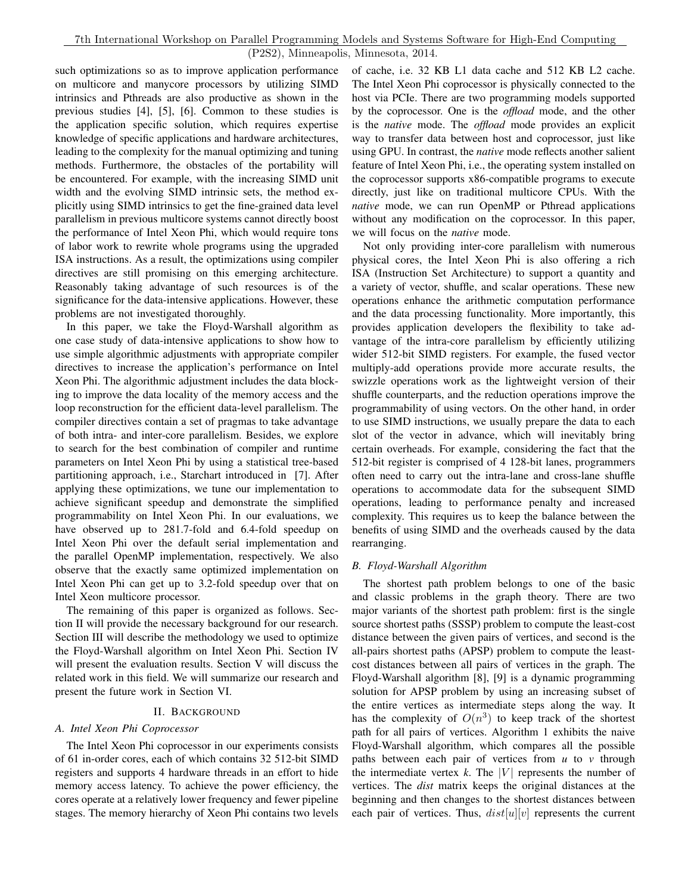such optimizations so as to improve application performance on multicore and manycore processors by utilizing SIMD intrinsics and Pthreads are also productive as shown in the previous studies [4], [5], [6]. Common to these studies is the application specific solution, which requires expertise knowledge of specific applications and hardware architectures, leading to the complexity for the manual optimizing and tuning methods. Furthermore, the obstacles of the portability will be encountered. For example, with the increasing SIMD unit width and the evolving SIMD intrinsic sets, the method explicitly using SIMD intrinsics to get the fine-grained data level parallelism in previous multicore systems cannot directly boost the performance of Intel Xeon Phi, which would require tons of labor work to rewrite whole programs using the upgraded ISA instructions. As a result, the optimizations using compiler directives are still promising on this emerging architecture. Reasonably taking advantage of such resources is of the significance for the data-intensive applications. However, these problems are not investigated thoroughly.

In this paper, we take the Floyd-Warshall algorithm as one case study of data-intensive applications to show how to use simple algorithmic adjustments with appropriate compiler directives to increase the application's performance on Intel Xeon Phi. The algorithmic adjustment includes the data blocking to improve the data locality of the memory access and the loop reconstruction for the efficient data-level parallelism. The compiler directives contain a set of pragmas to take advantage of both intra- and inter-core parallelism. Besides, we explore to search for the best combination of compiler and runtime parameters on Intel Xeon Phi by using a statistical tree-based partitioning approach, i.e., Starchart introduced in [7]. After applying these optimizations, we tune our implementation to achieve significant speedup and demonstrate the simplified programmability on Intel Xeon Phi. In our evaluations, we have observed up to 281.7-fold and 6.4-fold speedup on Intel Xeon Phi over the default serial implementation and the parallel OpenMP implementation, respectively. We also observe that the exactly same optimized implementation on Intel Xeon Phi can get up to 3.2-fold speedup over that on Intel Xeon multicore processor.

The remaining of this paper is organized as follows. Section II will provide the necessary background for our research. Section III will describe the methodology we used to optimize the Floyd-Warshall algorithm on Intel Xeon Phi. Section IV will present the evaluation results. Section V will discuss the related work in this field. We will summarize our research and present the future work in Section VI.

## II. Background

### A. Intel Xeon Phi Coprocessor

The Intel Xeon Phi coprocessor in our experiments consists of 61 in-order cores, each of which contains 32 512-bit SIMD registers and supports 4 hardware threads in an effort to hide memory access latency. To achieve the power efficiency, the cores operate at a relatively lower frequency and fewer pipeline stages. The memory hierarchy of Xeon Phi contains two levels of cache, i.e. 32 KB L1 data cache and 512 KB L2 cache. The Intel Xeon Phi coprocessor is physically connected to the host via PCIe. There are two programming models supported by the coprocessor. One is the *offload* mode, and the other is the *native* mode. The *offload* mode provides an explicit way to transfer data between host and coprocessor, just like using GPU. In contrast, the *native* mode reflects another salient feature of Intel Xeon Phi, i.e., the operating system installed on the coprocessor supports x86-compatible programs to execute directly, just like on traditional multicore CPUs. With the *native* mode, we can run OpenMP or Pthread applications without any modification on the coprocessor. In this paper, we will focus on the *native* mode.

Not only providing inter-core parallelism with numerous physical cores, the Intel Xeon Phi is also offering a rich ISA (Instruction Set Architecture) to support a quantity and a variety of vector, shuffle, and scalar operations. These new operations enhance the arithmetic computation performance and the data processing functionality. More importantly, this provides application developers the flexibility to take advantage of the intra-core parallelism by efficiently utilizing wider 512-bit SIMD registers. For example, the fused vector multiply-add operations provide more accurate results, the swizzle operations work as the lightweight version of their shuffle counterparts, and the reduction operations improve the programmability of using vectors. On the other hand, in order to use SIMD instructions, we usually prepare the data to each slot of the vector in advance, which will inevitably bring certain overheads. For example, considering the fact that the 512-bit register is comprised of 4 128-bit lanes, programmers often need to carry out the intra-lane and cross-lane shuffle operations to accommodate data for the subsequent SIMD operations, leading to performance penalty and increased complexity. This requires us to keep the balance between the benefits of using SIMD and the overheads caused by the data rearranging.

### B. Floyd-Warshall Algorithm

The shortest path problem belongs to one of the basic and classic problems in the graph theory. There are two major variants of the shortest path problem: first is the single source shortest paths (SSSP) problem to compute the least-cost distance between the given pairs of vertices, and second is the all-pairs shortest paths (APSP) problem to compute the least-cost distances between all pairs of vertices in the graph. The Floyd-Warshall algorithm [8], [9] is a dynamic programming solution for APSP problem by using an increasing subset of the entire vertices as intermediate steps along the way. It has the complexity of $O(n^3)$ to keep track of the shortest path for all pairs of vertices. Algorithm 1 exhibits the naive Floyd-Warshall algorithm, which compares all the possible paths between each pair of vertices from *u* to *v* through the intermediate vertex *k*. The $|V|$ represents the number of vertices. The *dist* matrix keeps the original distances at the beginning and then changes to the shortest distances between each pair of vertices. Thus, $dist[u][v]$ represents the current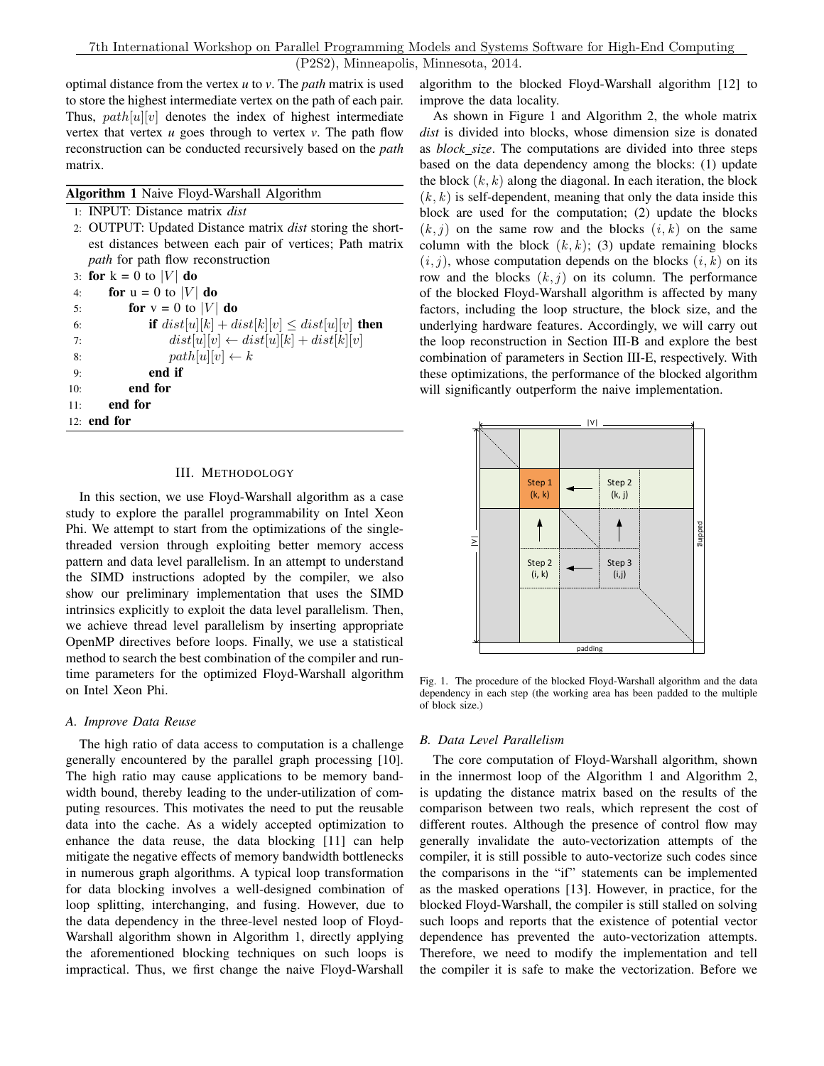optimal distance from the vertex *u* to *v*. The *path* matrix is used to store the highest intermediate vertex on the path of each pair. Thus, $path[u][v]$ denotes the index of highest intermediate vertex that vertex *u* goes through to vertex *v*. The path flow reconstruction can be conducted recursively based on the *path* matrix.

**Algorithm 1** Naive Floyd-Warshall Algorithm

```
1: INPUT: Distance matrix dist
2: OUTPUT: Updated Distance matrix dist storing the shortest distances between each pair of vertices; Path matrix path for path flow reconstruction
3: for k = 0 to |V| do
4:     for u = 0 to |V| do
5:         for v = 0 to |V| do
6:             if dist[u][k] + dist[k][v] ≤ dist[u][v] then
7:                 dist[u][v] ← dist[u][k] + dist[k][v]
8:                 path[u][v] ← k
9:             end if
10:        end for
11:    end for
12: end for
```

## III. Methodology

In this section, we use Floyd-Warshall algorithm as a case study to explore the parallel programmability on Intel Xeon Phi. We attempt to start from the optimizations of the single-threaded version through exploiting better memory access pattern and data level parallelism. In an attempt to understand the SIMD instructions adopted by the compiler, we also show our preliminary implementation that uses the SIMD intrinsics explicitly to exploit the data level parallelism. Then, we achieve thread level parallelism by inserting appropriate OpenMP directives before loops. Finally, we use a statistical method to search the best combination of the compiler and runtime parameters for the optimized Floyd-Warshall algorithm on Intel Xeon Phi.

### A. Improve Data Reuse

The high ratio of data access to computation is a challenge generally encountered by the parallel graph processing [10]. The high ratio may cause applications to be memory bandwidth bound, thereby leading to the under-utilization of computing resources. This motivates the need to put the reusable data into the cache. As a widely accepted optimization to enhance the data reuse, the data blocking [11] can help mitigate the negative effects of memory bandwidth bottlenecks in numerous graph algorithms. A typical loop transformation for data blocking involves a well-designed combination of loop splitting, interchanging, and fusing. However, due to the data dependency in the three-level nested loop of Floyd-Warshall algorithm shown in Algorithm 1, directly applying the aforementioned blocking techniques on such loops is impractical. Thus, we first change the naive Floyd-Warshall algorithm to the blocked Floyd-Warshall algorithm [12] to improve the data locality.

As shown in Figure 1 and Algorithm 2, the whole matrix *dist* is divided into blocks, whose dimension size is donated as *block_size*. The computations are divided into three steps based on the data dependency among the blocks: (1) update the block $(k, k)$ along the diagonal. In each iteration, the block $(k, k)$ is self-dependent, meaning that only the data inside this block are used for the computation; (2) update the blocks $(k, j)$ on the same row and the blocks $(i, k)$ on the same column with the block $(k, k)$; (3) update remaining blocks $(i, j)$, whose computation depends on the blocks $(i, k)$ on its row and the blocks $(k, j)$ on its column. The performance of the blocked Floyd-Warshall algorithm is affected by many factors, including the loop structure, the block size, and the underlying hardware features. Accordingly, we will carry out the loop reconstruction in Section III-B and explore the best combination of parameters in Section III-E, respectively. With these optimizations, the performance of the blocked algorithm will significantly outperform the naive implementation.

Fig. 1. The procedure of the blocked Floyd-Warshall algorithm and the data dependency in each step (the working area has been padded to the multiple of block size.)

### B. Data Level Parallelism

The core computation of Floyd-Warshall algorithm, shown in the innermost loop of the Algorithm 1 and Algorithm 2, is updating the distance matrix based on the results of the comparison between two reals, which represent the cost of different routes. Although the presence of control flow may generally invalidate the auto-vectorization attempts of the compiler, it is still possible to auto-vectorize such codes since the comparisons in the "if" statements can be implemented as the masked operations [13]. However, in practice, for the blocked Floyd-Warshall, the compiler is still stalled on solving such loops and reports that the existence of potential vector dependence has prevented the auto-vectorization attempts. Therefore, we need to modify the implementation and tell the compiler it is safe to make the vectorization. Before we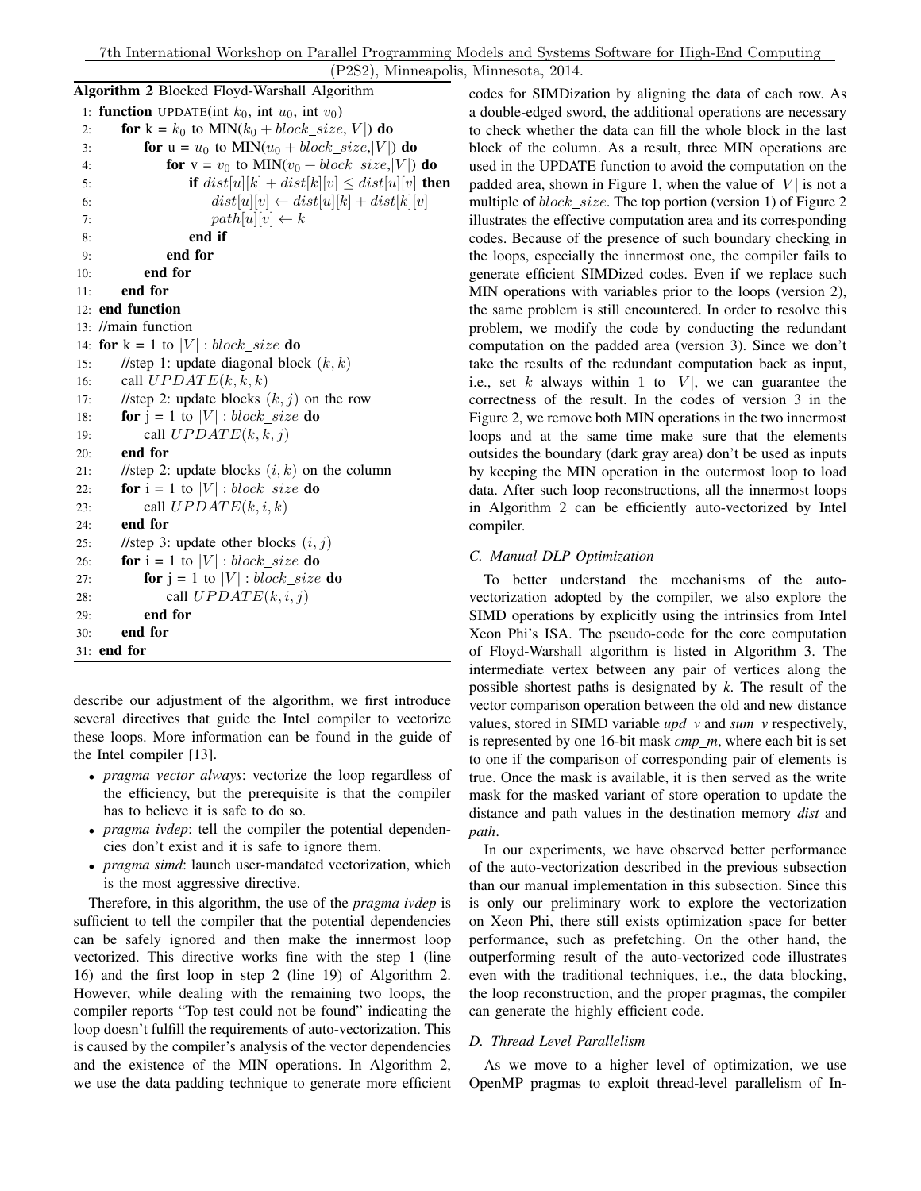**Algorithm 2** Blocked Floyd-Warshall Algorithm

```
1:  function UPDATE(int k0, int u0, int v0)
2:      for k = k0 to MIN(k0 + block_size,|V|) do
3:          for u = u0 to MIN(u0 + block_size,|V|) do
4:              for v = v0 to MIN(v0 + block_size,|V|) do
5:                  if dist[u][k] + dist[k][v] ≤ dist[u][v] then
6:                      dist[u][v] ← dist[u][k] + dist[k][v]
7:                      path[u][v] ← k
8:                  end if
9:              end for
10:         end for
11:     end for
12: end function
13: //main function
14: for k = 1 to |V| : block_size do
15:     //step 1: update diagonal block (k, k)
16:     call UPDATE(k, k, k)
17:     //step 2: update blocks (k, j) on the row
18:     for j = 1 to |V| : block_size do
19:         call UPDATE(k, k, j)
20:     end for
21:     //step 2: update blocks (i, k) on the column
22:     for i = 1 to |V| : block_size do
23:         call UPDATE(k, i, k)
24:     end for
25:     //step 3: update other blocks (i, j)
26:     for i = 1 to |V| : block_size do
27:         for j = 1 to |V| : block_size do
28:             call UPDATE(k, i, j)
29:         end for
30:     end for
31: end for
```

describe our adjustment of the algorithm, we first introduce several directives that guide the Intel compiler to vectorize these loops. More information can be found in the guide of the Intel compiler [13].

- *pragma vector always*: vectorize the loop regardless of the efficiency, but the prerequisite is that the compiler has to believe it is safe to do so.
- *pragma ivdep*: tell the compiler the potential dependencies don't exist and it is safe to ignore them.
- *pragma simd*: launch user-mandated vectorization, which is the most aggressive directive.

Therefore, in this algorithm, the use of the *pragma ivdep* is sufficient to tell the compiler that the potential dependencies can be safely ignored and then make the innermost loop vectorized. This directive works fine with the step 1 (line 16) and the first loop in step 2 (line 19) of Algorithm 2. However, while dealing with the remaining two loops, the compiler reports "Top test could not be found" indicating the loop doesn't fulfill the requirements of auto-vectorization. This is caused by the compiler's analysis of the vector dependencies and the existence of the MIN operations. In Algorithm 2, we use the data padding technique to generate more efficient codes for SIMDization by aligning the data of each row. As a double-edged sword, the additional operations are necessary to check whether the data can fill the whole block in the last block of the column. As a result, three MIN operations are used in the UPDATE function to avoid the computation on the padded area, shown in Figure 1, when the value of $|V|$ is not a multiple of $block\_size$. The top portion (version 1) of Figure 2 illustrates the effective computation area and its corresponding codes. Because of the presence of such boundary checking in the loops, especially the innermost one, the compiler fails to generate efficient SIMDized codes. Even if we replace such MIN operations with variables prior to the loops (version 2), the same problem is still encountered. In order to resolve this problem, we modify the code by conducting the redundant computation on the padded area (version 3). Since we don't take the results of the redundant computation back as input, i.e., set $k$ always within 1 to $|V|$, we can guarantee the correctness of the result. In the codes of version 3 in the Figure 2, we remove both MIN operations in the two innermost loops and at the same time make sure that the elements outsides the boundary (dark gray area) don't be used as inputs by keeping the MIN operation in the outermost loop to load data. After such loop reconstructions, all the innermost loops in Algorithm 2 can be efficiently auto-vectorized by Intel compiler.

### C. Manual DLP Optimization

To better understand the mechanisms of the auto-vectorization adopted by the compiler, we also explore the SIMD operations by explicitly using the intrinsics from Intel Xeon Phi's ISA. The pseudo-code for the core computation of Floyd-Warshall algorithm is listed in Algorithm 3. The intermediate vertex between any pair of vertices along the possible shortest paths is designated by *k*. The result of the vector comparison operation between the old and new distance values, stored in SIMD variable *upd_v* and *sum_v* respectively, is represented by one 16-bit mask *cmp_m*, where each bit is set to one if the comparison of corresponding pair of elements is true. Once the mask is available, it is then served as the write mask for the masked variant of store operation to update the distance and path values in the destination memory *dist* and *path*.

In our experiments, we have observed better performance of the auto-vectorization described in the previous subsection than our manual implementation in this subsection. Since this is only our preliminary work to explore the vectorization on Xeon Phi, there still exists optimization space for better performance, such as prefetching. On the other hand, the outperforming result of the auto-vectorized code illustrates even with the traditional techniques, i.e., the data blocking, the loop reconstruction, and the proper pragmas, the compiler can generate the highly efficient code.

### D. Thread Level Parallelism

As we move to a higher level of optimization, we use OpenMP pragmas to exploit thread-level parallelism of In-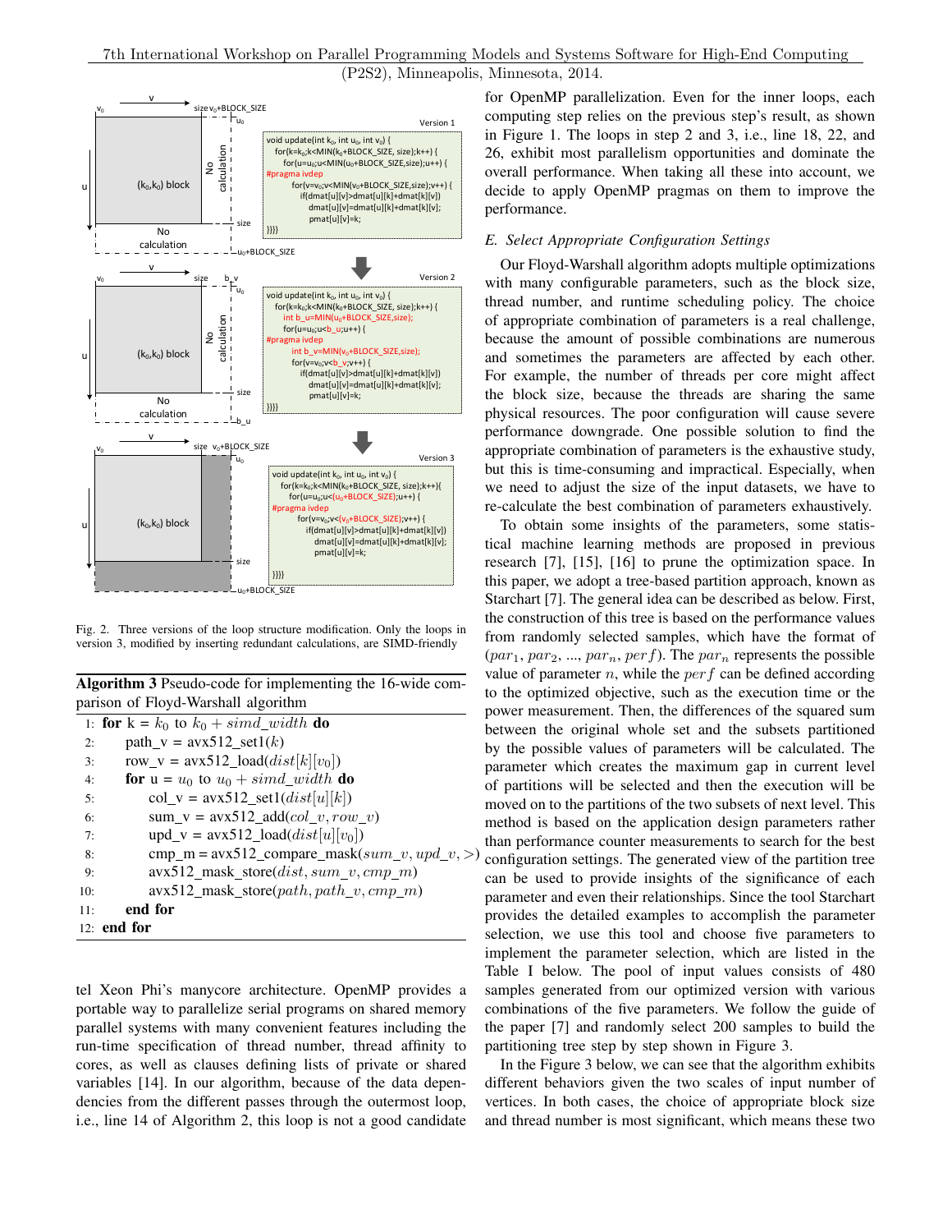Fig. 2. Three versions of the loop structure modification. Only the loops in version 3, modified by inserting redundant calculations, are SIMD-friendly

**Algorithm 3** Pseudo-code for implementing the 16-wide comparison of Floyd-Warshall algorithm

```
1:  for k = k_0 to k_0 + simd_width do
2:      path_v = avx512_set1(k)
3:      row_v = avx512_load(dist[k][v_0])
4:      for u = u_0 to u_0 + simd_width do
5:          col_v = avx512_set1(dist[u][k])
6:          sum_v = avx512_add(col_v, row_v)
7:          upd_v = avx512_load(dist[u][v_0])
8:          cmp_m = avx512_compare_mask(sum_v, upd_v, >)
9:          avx512_mask_store(dist, sum_v, cmp_m)
10:         avx512_mask_store(path, path_v, cmp_m)
11:     end for
12: end for
```

tel Xeon Phi's manycore architecture. OpenMP provides a portable way to parallelize serial programs on shared memory parallel systems with many convenient features including the run-time specification of thread number, thread affinity to cores, as well as clauses defining lists of private or shared variables [14]. In our algorithm, because of the data dependencies from the different passes through the outermost loop, i.e., line 14 of Algorithm 2, this loop is not a good candidate for OpenMP parallelization. Even for the inner loops, each computing step relies on the previous step's result, as shown in Figure 1. The loops in step 2 and 3, i.e., line 18, 22, and 26, exhibit most parallelism opportunities and dominate the overall performance. When taking all these into account, we decide to apply OpenMP pragmas on them to improve the performance.

### E. Select Appropriate Configuration Settings

Our Floyd-Warshall algorithm adopts multiple optimizations with many configurable parameters, such as the block size, thread number, and runtime scheduling policy. The choice of appropriate combination of parameters is a real challenge, because the amount of possible combinations are numerous and sometimes the parameters are affected by each other. For example, the number of threads per core might affect the block size, because the threads are sharing the same physical resources. The poor configuration will cause severe performance downgrade. One possible solution to find the appropriate combination of parameters is the exhaustive study, but this is time-consuming and impractical. Especially, when we need to adjust the size of the input datasets, we have to re-calculate the best combination of parameters exhaustively.

To obtain some insights of the parameters, some statistical machine learning methods are proposed in previous research [7], [15], [16] to prune the optimization space. In this paper, we adopt a tree-based partition approach, known as Starchart [7]. The general idea can be described as below. First, the construction of this tree is based on the performance values from randomly selected samples, which have the format of $(par_1, par_2, ..., par_n, perf)$. The $par_n$ represents the possible value of parameter $n$, while the $perf$ can be defined according to the optimized objective, such as the execution time or the power measurement. Then, the differences of the squared sum between the original whole set and the subsets partitioned by the possible values of parameters will be calculated. The parameter which creates the maximum gap in current level of partitions will be selected and then the execution will be moved on to the partitions of the two subsets of next level. This method is based on the application design parameters rather than performance counter measurements to search for the best configuration settings. The generated view of the partition tree can be used to provide insights of the significance of each parameter and even their relationships. Since the tool Starchart provides the detailed examples to accomplish the parameter selection, we use this tool and choose five parameters to implement the parameter selection, which are listed in the Table I below. The pool of input values consists of 480 samples generated from our optimized version with various combinations of the five parameters. We follow the guide of the paper [7] and randomly select 200 samples to build the partitioning tree step by step shown in Figure 3.

In the Figure 3 below, we can see that the algorithm exhibits different behaviors given the two scales of input number of vertices. In both cases, the choice of appropriate block size and thread number is most significant, which means these two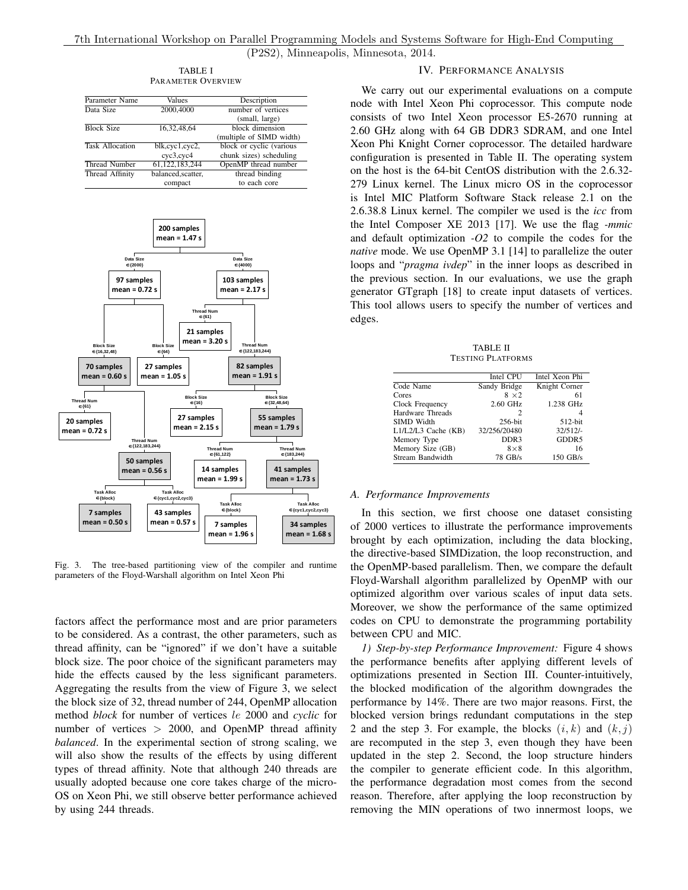TABLE I
PARAMETER OVERVIEW

| Parameter Name | Values | Description |
|---|---|---|
| Data Size | 2000,4000 | number of vertices (small, large) |
| Block Size | 16,32,48,64 | block dimension (multiple of SIMD width) |
| Task Allocation | blk,cyc1,cyc2, cyc3,cyc4 | block or cyclic (various chunk sizes) scheduling |
| Thread Number | 61,122,183,244 | OpenMP thread number |
| Thread Affinity | balanced,scatter, compact | thread binding to each core |

Fig. 3. The tree-based partitioning view of the compiler and runtime parameters of the Floyd-Warshall algorithm on Intel Xeon Phi

factors affect the performance most and are prior parameters to be considered. As a contrast, the other parameters, such as thread affinity, can be "ignored" if we don't have a suitable block size. The poor choice of the significant parameters may hide the effects caused by the less significant parameters. Aggregating the results from the view of Figure 3, we select the block size of 32, thread number of 244, OpenMP allocation method *block* for number of vertices $le$ 2000 and *cyclic* for number of vertices > 2000, and OpenMP thread affinity *balanced*. In the experimental section of strong scaling, we will also show the results of the effects by using different types of thread affinity. Note that although 240 threads are usually adopted because one core takes charge of the micro-OS on Xeon Phi, we still observe better performance achieved by using 244 threads.

## IV. PERFORMANCE ANALYSIS

We carry out our experimental evaluations on a compute node with Intel Xeon Phi coprocessor. This compute node consists of two Intel Xeon processor E5-2670 running at 2.60 GHz along with 64 GB DDR3 SDRAM, and one Intel Xeon Phi Knight Corner coprocessor. The detailed hardware configuration is presented in Table II. The operating system on the host is the 64-bit CentOS distribution with the 2.6.32-279 Linux kernel. The Linux micro OS in the coprocessor is Intel MIC Platform Software Stack release 2.1 on the 2.6.38.8 Linux kernel. The compiler we used is the *icc* from the Intel Composer XE 2013 [17]. We use the flag *-mmic* and default optimization *-O2* to compile the codes for the *native* mode. We use OpenMP 3.1 [14] to parallelize the outer loops and "*pragma ivdep*" in the inner loops as described in the previous section. In our evaluations, we use the graph generator GTgraph [18] to create input datasets of vertices. This tool allows users to specify the number of vertices and edges.

TABLE II
TESTING PLATFORMS

| | Intel CPU | Intel Xeon Phi |
|---|---|---|
| Code Name | Sandy Bridge | Knight Corner |
| Cores | $8\times2$ | 61 |
| Clock Frequency | 2.60 GHz | 1.238 GHz |
| Hardware Threads | 2 | 4 |
| SIMD Width | 256-bit | 512-bit |
| L1/L2/L3 Cache (KB) | 32/256/20480 | 32/512/- |
| Memory Type | DDR3 | GDDR5 |
| Memory Size (GB) | $8\times8$ | 16 |
| Stream Bandwidth | 78 GB/s | 150 GB/s |

### A. Performance Improvements

In this section, we first choose one dataset consisting of 2000 vertices to illustrate the performance improvements brought by each optimization, including the data blocking, the directive-based SIMDization, the loop reconstruction, and the OpenMP-based parallelism. Then, we compare the default Floyd-Warshall algorithm parallelized by OpenMP with our optimized algorithm over various scales of input data sets. Moreover, we show the performance of the same optimized codes on CPU to demonstrate the programming portability between CPU and MIC.

*1) Step-by-step Performance Improvement:* Figure 4 shows the performance benefits after applying different levels of optimizations presented in Section III. Counter-intuitively, the blocked modification of the algorithm downgrades the performance by 14%. There are two major reasons. First, the blocked version brings redundant computations in the step 2 and the step 3. For example, the blocks $(i, k)$ and $(k, j)$ are recomputed in the step 3, even though they have been updated in the step 2. Second, the loop structure hinders the compiler to generate efficient code. In this algorithm, the performance degradation most comes from the second reason. Therefore, after applying the loop reconstruction by removing the MIN operations of two innermost loops, we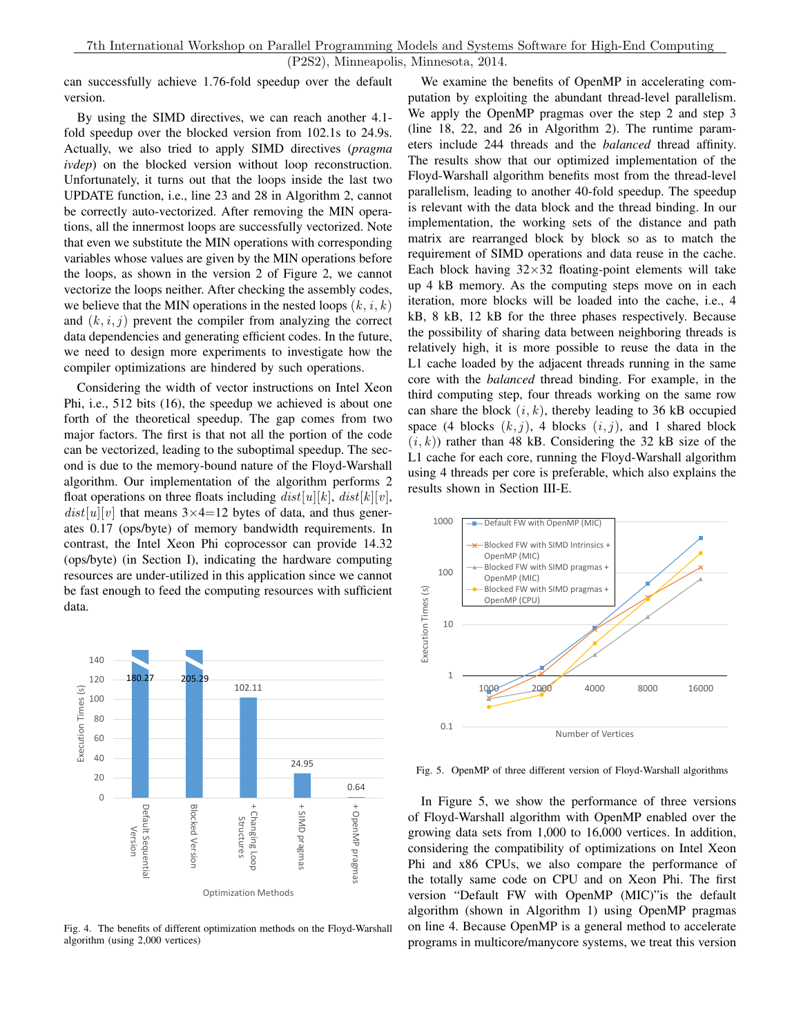can successfully achieve 1.76-fold speedup over the default version.

By using the SIMD directives, we can reach another 4.1-fold speedup over the blocked version from 102.1s to 24.9s. Actually, we also tried to apply SIMD directives (*pragma ivdep*) on the blocked version without loop reconstruction. Unfortunately, it turns out that the loops inside the last two UPDATE function, i.e., line 23 and 28 in Algorithm 2, cannot be correctly auto-vectorized. After removing the MIN operations, all the innermost loops are successfully vectorized. Note that even we substitute the MIN operations with corresponding variables whose values are given by the MIN operations before the loops, as shown in the version 2 of Figure 2, we cannot vectorize the loops neither. After checking the assembly codes, we believe that the MIN operations in the nested loops $(k, i, k)$ and $(k, i, j)$ prevent the compiler from analyzing the correct data dependencies and generating efficient codes. In the future, we need to design more experiments to investigate how the compiler optimizations are hindered by such operations.

Considering the width of vector instructions on Intel Xeon Phi, i.e., 512 bits (16), the speedup we achieved is about one forth of the theoretical speedup. The gap comes from two major factors. The first is that not all the portion of the code can be vectorized, leading to the suboptimal speedup. The second is due to the memory-bound nature of the Floyd-Warshall algorithm. Our implementation of the algorithm performs 2 float operations on three floats including $dist[u][k]$, $dist[k][v]$, $dist[u][v]$ that means $3\times4=12$ bytes of data, and thus generates 0.17 (ops/byte) of memory bandwidth requirements. In contrast, the Intel Xeon Phi coprocessor can provide 14.32 (ops/byte) (in Section I), indicating the hardware computing resources are under-utilized in this application since we cannot be fast enough to feed the computing resources with sufficient data.

Fig. 4. The benefits of different optimization methods on the Floyd-Warshall algorithm (using 2,000 vertices)

We examine the benefits of OpenMP in accelerating computation by exploiting the abundant thread-level parallelism. We apply the OpenMP pragmas over the step 2 and step 3 (line 18, 22, and 26 in Algorithm 2). The runtime parameters include 244 threads and the *balanced* thread affinity. The results show that our optimized implementation of the Floyd-Warshall algorithm benefits most from the thread-level parallelism, leading to another 40-fold speedup. The speedup is relevant with the data block and the thread binding. In our implementation, the working sets of the distance and path matrix are rearranged block by block so as to match the requirement of SIMD operations and data reuse in the cache. Each block having 32×32 floating-point elements will take up 4 kB memory. As the computing steps move on in each iteration, more blocks will be loaded into the cache, i.e., 4 kB, 8 kB, 12 kB for the three phases respectively. Because the possibility of sharing data between neighboring threads is relatively high, it is more possible to reuse the data in the L1 cache loaded by the adjacent threads running in the same core with the *balanced* thread binding. For example, in the third computing step, four threads working on the same row can share the block $(i, k)$, thereby leading to 36 kB occupied space (4 blocks $(k, j)$, 4 blocks $(i, j)$, and 1 shared block $(i, k)$) rather than 48 kB. Considering the 32 kB size of the L1 cache for each core, running the Floyd-Warshall algorithm using 4 threads per core is preferable, which also explains the results shown in Section III-E.

Fig. 5. OpenMP of three different version of Floyd-Warshall algorithms

In Figure 5, we show the performance of three versions of Floyd-Warshall algorithm with OpenMP enabled over the growing data sets from 1,000 to 16,000 vertices. In addition, considering the compatibility of optimizations on Intel Xeon Phi and x86 CPUs, we also compare the performance of the totally same code on CPU and on Xeon Phi. The first version "Default FW with OpenMP (MIC)"is the default algorithm (shown in Algorithm 1) using OpenMP pragmas on line 4. Because OpenMP is a general method to accelerate programs in multicore/manycore systems, we treat this version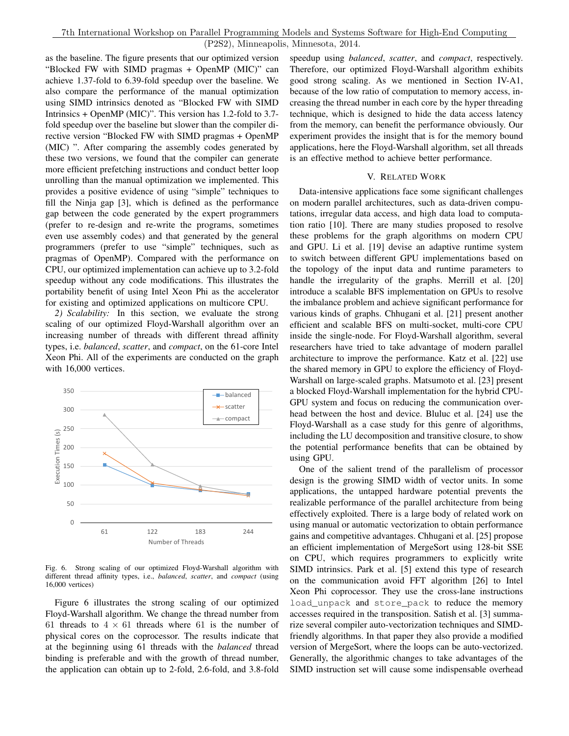as the baseline. The figure presents that our optimized version "Blocked FW with SIMD pragmas + OpenMP (MIC)" can achieve 1.37-fold to 6.39-fold speedup over the baseline. We also compare the performance of the manual optimization using SIMD intrinsics denoted as "Blocked FW with SIMD Intrinsics + OpenMP (MIC)". This version has 1.2-fold to 3.7-fold speedup over the baseline but slower than the compiler directive version "Blocked FW with SIMD pragmas + OpenMP (MIC) ". After comparing the assembly codes generated by these two versions, we found that the compiler can generate more efficient prefetching instructions and conduct better loop unrolling than the manual optimization we implemented. This provides a positive evidence of using "simple" techniques to fill the Ninja gap [3], which is defined as the performance gap between the code generated by the expert programmers (prefer to re-design and re-write the programs, sometimes even use assembly codes) and that generated by the general programmers (prefer to use "simple" techniques, such as pragmas of OpenMP). Compared with the performance on CPU, our optimized implementation can achieve up to 3.2-fold speedup without any code modifications. This illustrates the portability benefit of using Intel Xeon Phi as the accelerator for existing and optimized applications on multicore CPU.

*2) Scalability:* In this section, we evaluate the strong scaling of our optimized Floyd-Warshall algorithm over an increasing number of threads with different thread affinity types, i.e. *balanced*, *scatter*, and *compact*, on the 61-core Intel Xeon Phi. All of the experiments are conducted on the graph with 16,000 vertices.

Fig. 6. Strong scaling of our optimized Floyd-Warshall algorithm with different thread affinity types, i.e., *balanced*, *scatter*, and *compact* (using 16,000 vertices)

Figure 6 illustrates the strong scaling of our optimized Floyd-Warshall algorithm. We change the thread number from 61 threads to $4 \times 61$ threads where 61 is the number of physical cores on the coprocessor. The results indicate that at the beginning using 61 threads with the *balanced* thread binding is preferable and with the growth of thread number, the application can obtain up to 2-fold, 2.6-fold, and 3.8-fold speedup using *balanced*, *scatter*, and *compact*, respectively. Therefore, our optimized Floyd-Warshall algorithm exhibits good strong scaling. As we mentioned in Section IV-A1, because of the low ratio of computation to memory access, increasing the thread number in each core by the hyper threading technique, which is designed to hide the data access latency from the memory, can benefit the performance obviously. Our experiment provides the insight that is for the memory bound applications, here the Floyd-Warshall algorithm, set all threads is an effective method to achieve better performance.

## V. Related Work

Data-intensive applications face some significant challenges on modern parallel architectures, such as data-driven computations, irregular data access, and high data load to computation ratio [10]. There are many studies proposed to resolve these problems for the graph algorithms on modern CPU and GPU. Li et al. [19] devise an adaptive runtime system to switch between different GPU implementations based on the topology of the input data and runtime parameters to handle the irregularity of the graphs. Merrill et al. [20] introduce a scalable BFS implementation on GPUs to resolve the imbalance problem and achieve significant performance for various kinds of graphs. Chhugani et al. [21] present another efficient and scalable BFS on multi-socket, multi-core CPU inside the single-node. For Floyd-Warshall algorithm, several researchers have tried to take advantage of modern parallel architecture to improve the performance. Katz et al. [22] use the shared memory in GPU to explore the efficiency of Floyd-Warshall on large-scaled graphs. Matsumoto et al. [23] present a blocked Floyd-Warshall implementation for the hybrid CPU-GPU system and focus on reducing the communication overhead between the host and device. Bluluc et al. [24] use the Floyd-Warshall as a case study for this genre of algorithms, including the LU decomposition and transitive closure, to show the potential performance benefits that can be obtained by using GPU.

One of the salient trend of the parallelism of processor design is the growing SIMD width of vector units. In some applications, the untapped hardware potential prevents the realizable performance of the parallel architecture from being effectively exploited. There is a large body of related work on using manual or automatic vectorization to obtain performance gains and competitive advantages. Chhugani et al. [25] propose an efficient implementation of MergeSort using 128-bit SSE on CPU, which requires programmers to explicitly write SIMD intrinsics. Park et al. [5] extend this type of research on the communication avoid FFT algorithm [26] to Intel Xeon Phi coprocessor. They use the cross-lane instructions `load_unpack` and `store_pack` to reduce the memory accesses required in the transposition. Satish et al. [3] summarize several compiler auto-vectorization techniques and SIMD-friendly algorithms. In that paper they also provide a modified version of MergeSort, where the loops can be auto-vectorized. Generally, the algorithmic changes to take advantages of the SIMD instruction set will cause some indispensable overhead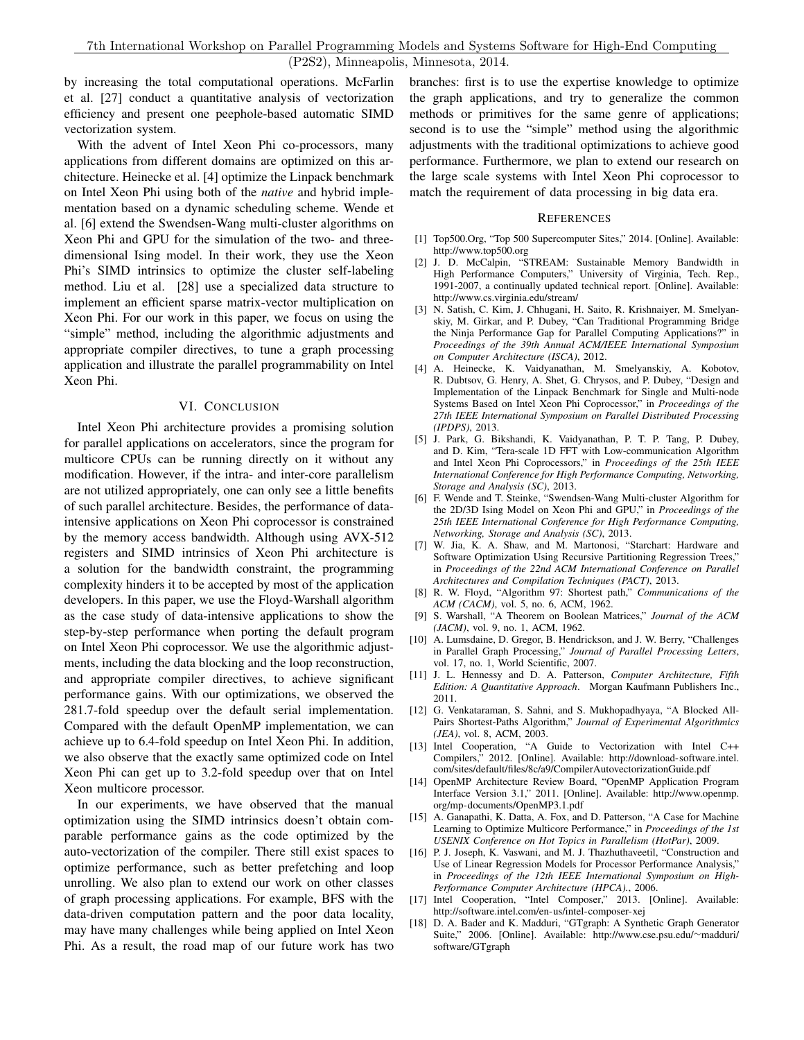by increasing the total computational operations. McFarlin et al. [27] conduct a quantitative analysis of vectorization efficiency and present one peephole-based automatic SIMD vectorization system.

With the advent of Intel Xeon Phi co-processors, many applications from different domains are optimized on this architecture. Heinecke et al. [4] optimize the Linpack benchmark on Intel Xeon Phi using both of the *native* and hybrid implementation based on a dynamic scheduling scheme. Wende et al. [6] extend the Swendsen-Wang multi-cluster algorithms on Xeon Phi and GPU for the simulation of the two- and three-dimensional Ising model. In their work, they use the Xeon Phi's SIMD intrinsics to optimize the cluster self-labeling method. Liu et al. [28] use a specialized data structure to implement an efficient sparse matrix-vector multiplication on Xeon Phi. For our work in this paper, we focus on using the "simple" method, including the algorithmic adjustments and appropriate compiler directives, to tune a graph processing application and illustrate the parallel programmability on Intel Xeon Phi.

## VI. Conclusion

Intel Xeon Phi architecture provides a promising solution for parallel applications on accelerators, since the program for multicore CPUs can be running directly on it without any modification. However, if the intra- and inter-core parallelism are not utilized appropriately, one can only see a little benefits of such parallel architecture. Besides, the performance of data-intensive applications on Xeon Phi coprocessor is constrained by the memory access bandwidth. Although using AVX-512 registers and SIMD intrinsics of Xeon Phi architecture is a solution for the bandwidth constraint, the programming complexity hinders it to be accepted by most of the application developers. In this paper, we use the Floyd-Warshall algorithm as the case study of data-intensive applications to show the step-by-step performance when porting the default program on Intel Xeon Phi coprocessor. We use the algorithmic adjustments, including the data blocking and the loop reconstruction, and appropriate compiler directives, to achieve significant performance gains. With our optimizations, we observed the 281.7-fold speedup over the default serial implementation. Compared with the default OpenMP implementation, we can achieve up to 6.4-fold speedup on Intel Xeon Phi. In addition, we also observe that the exactly same optimized code on Intel Xeon Phi can get up to 3.2-fold speedup over that on Intel Xeon multicore processor.

In our experiments, we have observed that the manual optimization using the SIMD intrinsics doesn't obtain comparable performance gains as the code optimized by the auto-vectorization of the compiler. There still exist spaces to optimize performance, such as better prefetching and loop unrolling. We also plan to extend our work on other classes of graph processing applications. For example, BFS with the data-driven computation pattern and the poor data locality, may have many challenges while being applied on Intel Xeon Phi. As a result, the road map of our future work has two branches: first is to use the expertise knowledge to optimize the graph applications, and try to generalize the common methods or primitives for the same genre of applications; second is to use the "simple" method using the algorithmic adjustments with the traditional optimizations to achieve good performance. Furthermore, we plan to extend our research on the large scale systems with Intel Xeon Phi coprocessor to match the requirement of data processing in big data era.

## References

[1] Top500.Org, "Top 500 Supercomputer Sites," 2014. [Online]. Available: http://www.top500.org

[2] J. D. McCalpin, "STREAM: Sustainable Memory Bandwidth in High Performance Computers," University of Virginia, Tech. Rep., 1991-2007, a continually updated technical report. [Online]. Available: http://www.cs.virginia.edu/stream/

[3] N. Satish, C. Kim, J. Chhugani, H. Saito, R. Krishnaiyer, M. Smelyanskiy, M. Girkar, and P. Dubey, "Can Traditional Programming Bridge the Ninja Performance Gap for Parallel Computing Applications?" in *Proceedings of the 39th Annual ACM/IEEE International Symposium on Computer Architecture (ISCA)*, 2012.

[4] A. Heinecke, K. Vaidyanathan, M. Smelyanskiy, A. Kobotov, R. Dubtsov, G. Henry, A. Shet, G. Chrysos, and P. Dubey, "Design and Implementation of the Linpack Benchmark for Single and Multi-node Systems Based on Intel Xeon Phi Coprocessor," in *Proceedings of the 27th IEEE International Symposium on Parallel Distributed Processing (IPDPS)*, 2013.

[5] J. Park, G. Bikshandi, K. Vaidyanathan, P. T. P. Tang, P. Dubey, and D. Kim, "Tera-scale 1D FFT with Low-communication Algorithm and Intel Xeon Phi Coprocessors," in *Proceedings of the 25th IEEE International Conference for High Performance Computing, Networking, Storage and Analysis (SC)*, 2013.

[6] F. Wende and T. Steinke, "Swendsen-Wang Multi-cluster Algorithm for the 2D/3D Ising Model on Xeon Phi and GPU," in *Proceedings of the 25th IEEE International Conference for High Performance Computing, Networking, Storage and Analysis (SC)*, 2013.

[7] W. Jia, K. A. Shaw, and M. Martonosi, "Starchart: Hardware and Software Optimization Using Recursive Partitioning Regression Trees," in *Proceedings of the 22nd ACM International Conference on Parallel Architectures and Compilation Techniques (PACT)*, 2013.

[8] R. W. Floyd, "Algorithm 97: Shortest path," *Communications of the ACM (CACM)*, vol. 5, no. 6, ACM, 1962.

[9] S. Warshall, "A Theorem on Boolean Matrices," *Journal of the ACM (JACM)*, vol. 9, no. 1, ACM, 1962.

[10] A. Lumsdaine, D. Gregor, B. Hendrickson, and J. W. Berry, "Challenges in Parallel Graph Processing," *Journal of Parallel Processing Letters*, vol. 17, no. 1, World Scientific, 2007.

[11] J. L. Hennessy and D. A. Patterson, *Computer Architecture, Fifth Edition: A Quantitative Approach*. Morgan Kaufmann Publishers Inc., 2011.

[12] G. Venkataraman, S. Sahni, and S. Mukhopadhyaya, "A Blocked All-Pairs Shortest-Paths Algorithm," *Journal of Experimental Algorithmics (JEA)*, vol. 8, ACM, 2003.

[13] Intel Cooperation, "A Guide to Vectorization with Intel C++ Compilers," 2012. [Online]. Available: http://download-software.intel.com/sites/default/files/8c/a9/CompilerAutovectorizationGuide.pdf

[14] OpenMP Architecture Review Board, "OpenMP Application Program Interface Version 3.1," 2011. [Online]. Available: http://www.openmp.org/mp-documents/OpenMP3.1.pdf

[15] A. Ganapathi, K. Datta, A. Fox, and D. Patterson, "A Case for Machine Learning to Optimize Multicore Performance," in *Proceedings of the 1st USENIX Conference on Hot Topics in Parallelism (HotPar)*, 2009.

[16] P. J. Joseph, K. Vaswani, and M. J. Thazhuthaveetil, "Construction and Use of Linear Regression Models for Processor Performance Analysis," in *Proceedings of the 12th IEEE International Symposium on High-Performance Computer Architecture (HPCA).*, 2006.

[17] Intel Cooperation, "Intel Composer," 2013. [Online]. Available: http://software.intel.com/en-us/intel-composer-xej

[18] D. A. Bader and K. Madduri, "GTgraph: A Synthetic Graph Generator Suite," 2006. [Online]. Available: http://www.cse.psu.edu/~madduri/software/GTgraph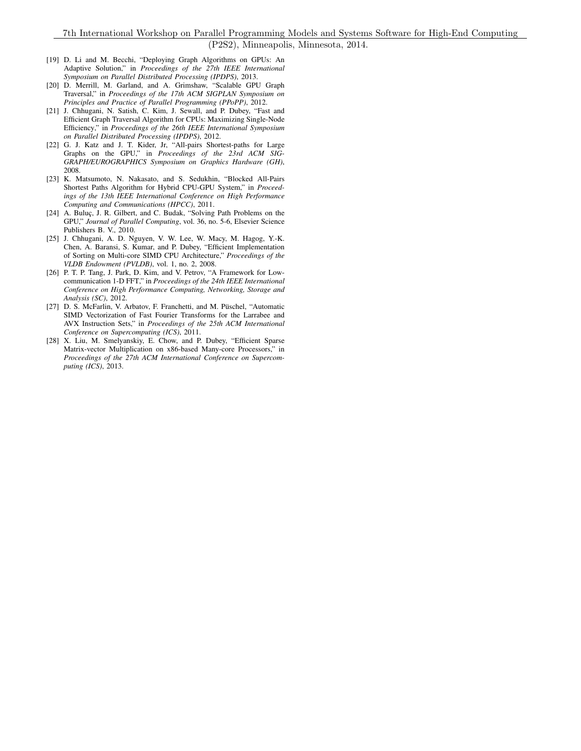[19] D. Li and M. Becchi, "Deploying Graph Algorithms on GPUs: An Adaptive Solution," in *Proceedings of the 27th IEEE International Symposium on Parallel Distributed Processing (IPDPS)*, 2013.

[20] D. Merrill, M. Garland, and A. Grimshaw, "Scalable GPU Graph Traversal," in *Proceedings of the 17th ACM SIGPLAN Symposium on Principles and Practice of Parallel Programming (PPoPP)*, 2012.

[21] J. Chhugani, N. Satish, C. Kim, J. Sewall, and P. Dubey, "Fast and Efficient Graph Traversal Algorithm for CPUs: Maximizing Single-Node Efficiency," in *Proceedings of the 26th IEEE International Symposium on Parallel Distributed Processing (IPDPS)*, 2012.

[22] G. J. Katz and J. T. Kider, Jr, "All-pairs Shortest-paths for Large Graphs on the GPU," in *Proceedings of the 23rd ACM SIGGRAPH/EUROGRAPHICS Symposium on Graphics Hardware (GH)*, 2008.

[23] K. Matsumoto, N. Nakasato, and S. Sedukhin, "Blocked All-Pairs Shortest Paths Algorithm for Hybrid CPU-GPU System," in *Proceedings of the 13th IEEE International Conference on High Performance Computing and Communications (HPCC)*, 2011.

[24] A. Buluç, J. R. Gilbert, and C. Budak, "Solving Path Problems on the GPU," *Journal of Parallel Computing*, vol. 36, no. 5-6, Elsevier Science Publishers B. V., 2010.

[25] J. Chhugani, A. D. Nguyen, V. W. Lee, W. Macy, M. Hagog, Y.-K. Chen, A. Baransi, S. Kumar, and P. Dubey, "Efficient Implementation of Sorting on Multi-core SIMD CPU Architecture," *Proceedings of the VLDB Endowment (PVLDB)*, vol. 1, no. 2, 2008.

[26] P. T. P. Tang, J. Park, D. Kim, and V. Petrov, "A Framework for Low-communication 1-D FFT," in *Proceedings of the 24th IEEE International Conference on High Performance Computing, Networking, Storage and Analysis (SC)*, 2012.

[27] D. S. McFarlin, V. Arbatov, F. Franchetti, and M. Püschel, "Automatic SIMD Vectorization of Fast Fourier Transforms for the Larrabee and AVX Instruction Sets," in *Proceedings of the 25th ACM International Conference on Supercomputing (ICS)*, 2011.

[28] X. Liu, M. Smelyanskiy, E. Chow, and P. Dubey, "Efficient Sparse Matrix-vector Multiplication on x86-based Many-core Processors," in *Proceedings of the 27th ACM International Conference on Supercomputing (ICS)*, 2013.